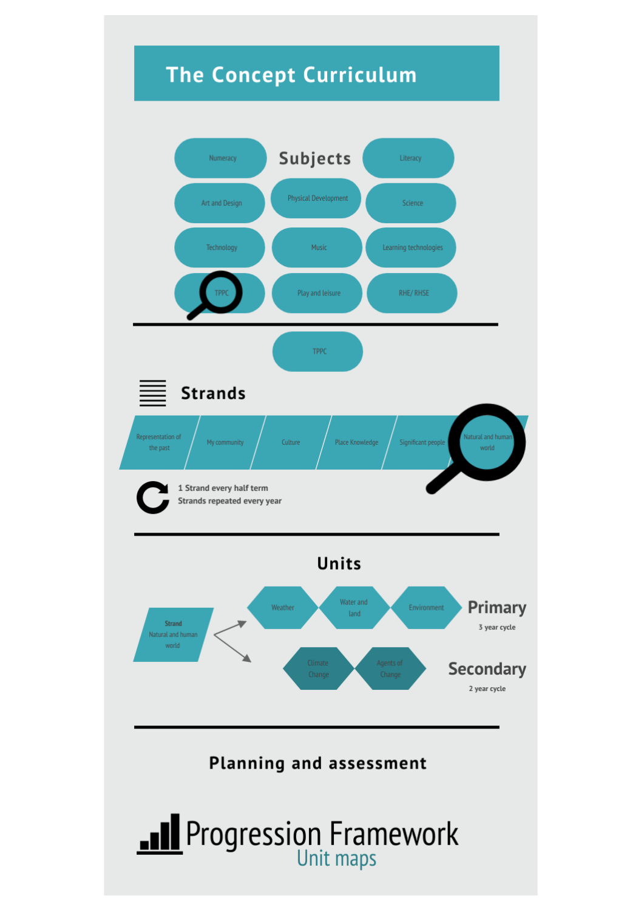# The Concept Curriculum

## Subjects

- Numeracy
- Literacy
- Art and Design
- Physical Development
- Science
- Technology
- Music
- Learning technologies
- TPPC
- Play and leisure
- RHE/ RHSE

TPPC

## Strands

- Representation of the past
- My community
- Culture
- Place Knowledge
- Significant people
- Natural and human world

1 Strand every half term
Strands repeated every year

## Units

**Strand**
Natural and human world

**Primary** (3 year cycle)

- Weather
- Water and land
- Environment

**Secondary** (2 year cycle)

- Climate Change
- Agents of Change

## Planning and assessment

# Progression Framework

Unit maps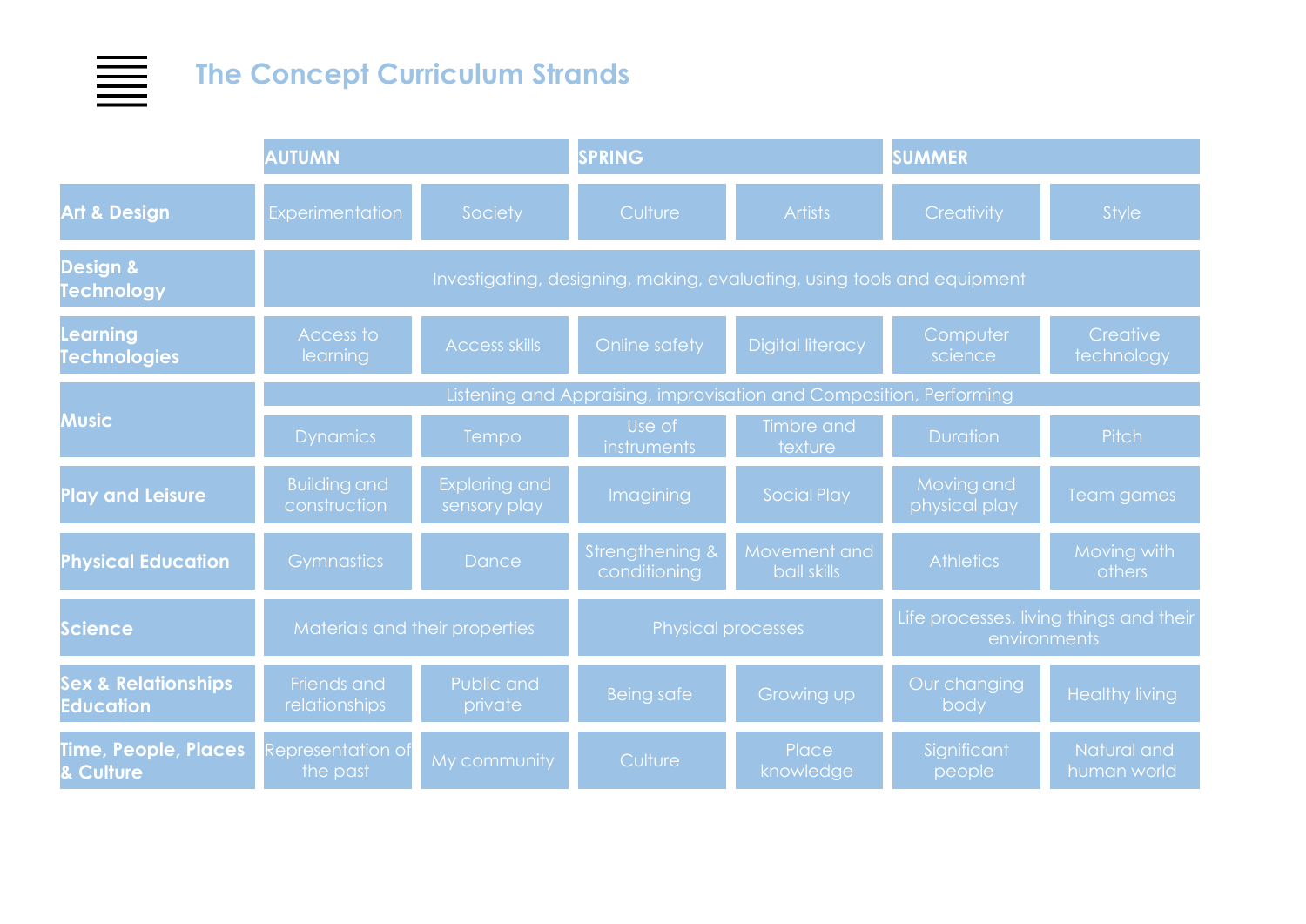# The Concept Curriculum Strands

| | AUTUMN | | SPRING | | SUMMER | |
|---|---|---|---|---|---|---|
| **Art & Design** | Experimentation | Society | Culture | Artists | Creativity | Style |
| **Design & Technology** | Investigating, designing, making, evaluating, using tools and equipment | | | | | |
| **Learning Technologies** | Access to learning | Access skills | Online safety | Digital literacy | Computer science | Creative technology |
| **Music** | Listening and Appraising, improvisation and Composition, Performing | | | | | |
| | Dynamics | Tempo | Use of instruments | Timbre and texture | Duration | Pitch |
| **Play and Leisure** | Building and construction | Exploring and sensory play | Imagining | Social Play | Moving and physical play | Team games |
| **Physical Education** | Gymnastics | Dance | Strengthening & conditioning | Movement and ball skills | Athletics | Moving with others |
| **Science** | Materials and their properties | | Physical processes | | Life processes, living things and their environments | |
| **Sex & Relationships Education** | Friends and relationships | Public and private | Being safe | Growing up | Our changing body | Healthy living |
| **Time, People, Places & Culture** | Representation of the past | My community | Culture | Place knowledge | Significant people | Natural and human world |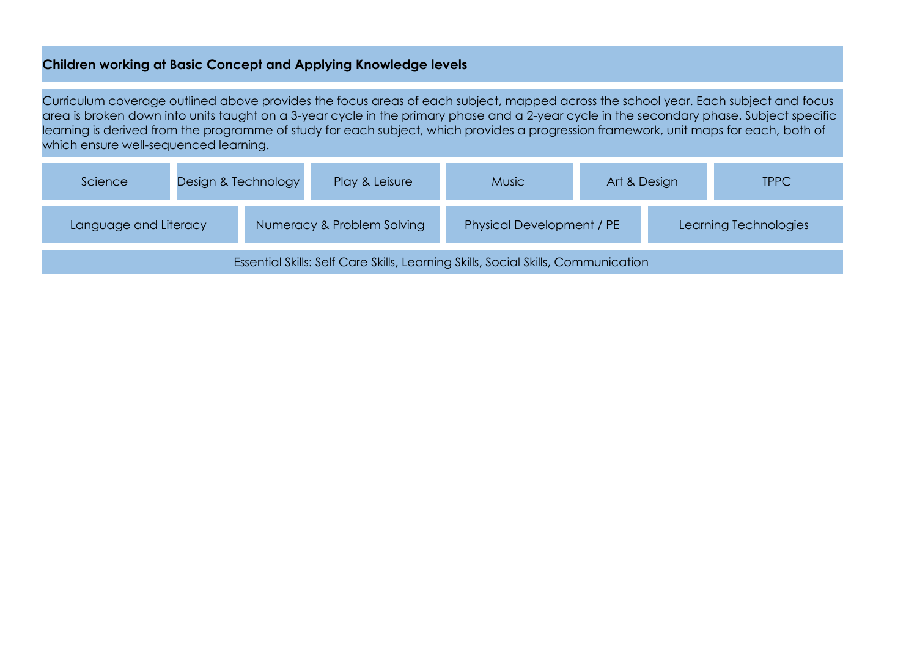## Children working at Basic Concept and Applying Knowledge levels

Curriculum coverage outlined above provides the focus areas of each subject, mapped across the school year. Each subject and focus area is broken down into units taught on a 3-year cycle in the primary phase and a 2-year cycle in the secondary phase. Subject specific learning is derived from the programme of study for each subject, which provides a progression framework, unit maps for each, both of which ensure well-sequenced learning.

| Science | Design & Technology | Play & Leisure | Music | Art & Design | TPPC |
|---|---|---|---|---|---|

| Language and Literacy | Numeracy & Problem Solving | Physical Development / PE | Learning Technologies |
|---|---|---|---|

Essential Skills: Self Care Skills, Learning Skills, Social Skills, Communication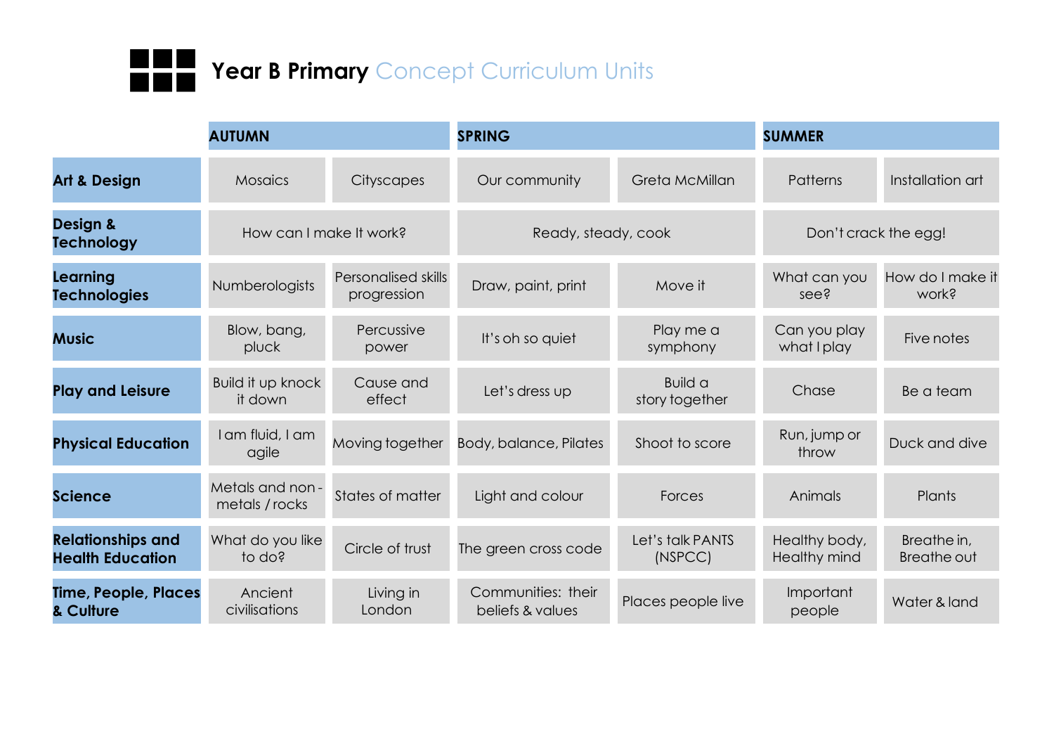# **Year B Primary** Concept Curriculum Units

| | AUTUMN | | SPRING | | SUMMER | |
|---|---|---|---|---|---|---|
| **Art & Design** | Mosaics | Cityscapes | Our community | Greta McMillan | Patterns | Installation art |
| **Design & Technology** | How can I make It work? | | Ready, steady, cook | | Don't crack the egg! | |
| **Learning Technologies** | Numberologists | Personalised skills progression | Draw, paint, print | Move it | What can you see? | How do I make it work? |
| **Music** | Blow, bang, pluck | Percussive power | It's oh so quiet | Play me a symphony | Can you play what I play | Five notes |
| **Play and Leisure** | Build it up knock it down | Cause and effect | Let's dress up | Build a story together | Chase | Be a team |
| **Physical Education** | I am fluid, I am agile | Moving together | Body, balance, Pilates | Shoot to score | Run, jump or throw | Duck and dive |
| **Science** | Metals and non-metals / rocks | States of matter | Light and colour | Forces | Animals | Plants |
| **Relationships and Health Education** | What do you like to do? | Circle of trust | The green cross code | Let's talk PANTS (NSPCC) | Healthy body, Healthy mind | Breathe in, Breathe out |
| **Time, People, Places & Culture** | Ancient civilisations | Living in London | Communities: their beliefs & values | Places people live | Important people | Water & land |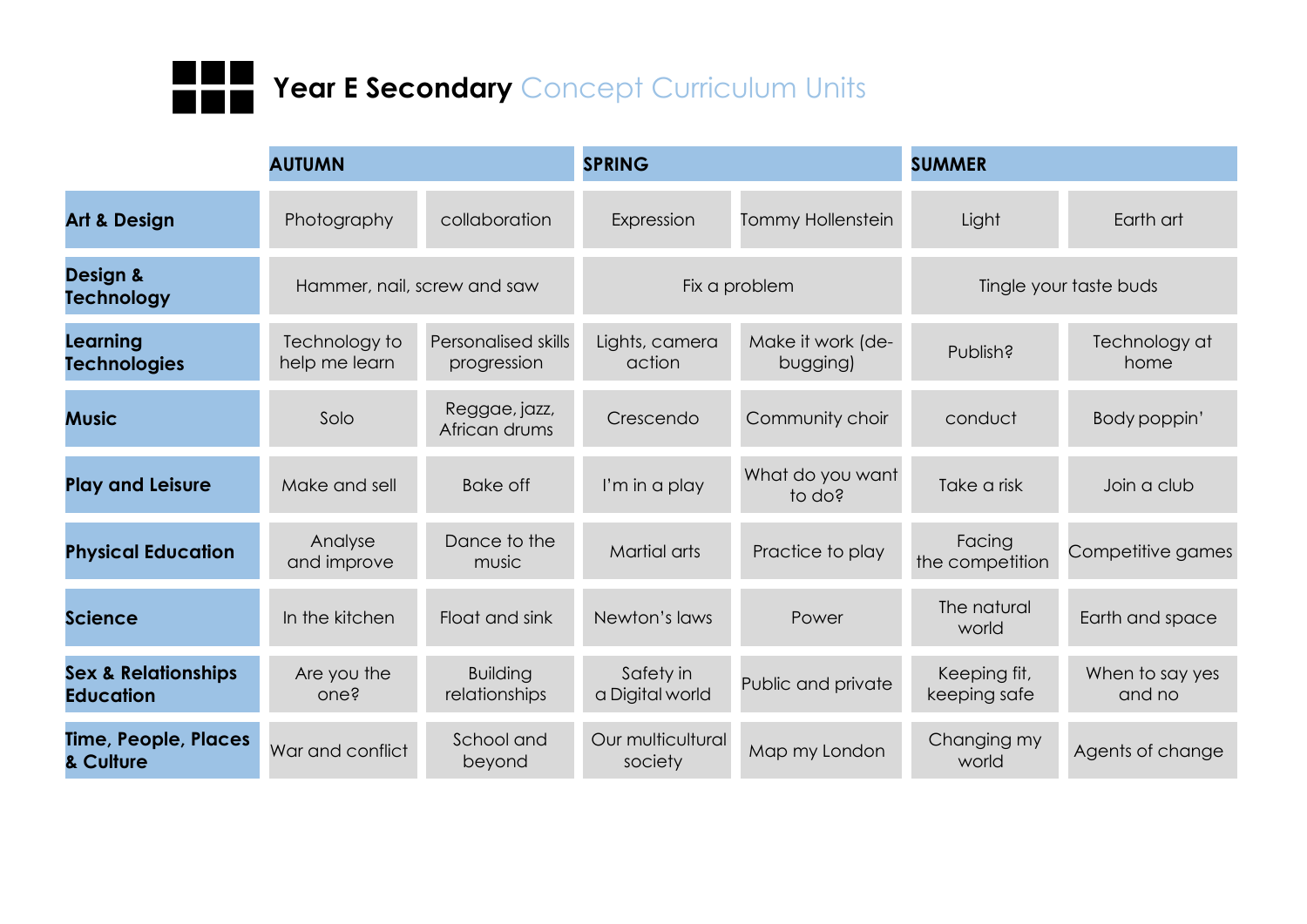# **Year E Secondary** Concept Curriculum Units

| | AUTUMN | | SPRING | | SUMMER | |
|---|---|---|---|---|---|---|
| **Art & Design** | Photography | collaboration | Expression | Tommy Hollenstein | Light | Earth art |
| **Design & Technology** | Hammer, nail, screw and saw | | Fix a problem | | Tingle your taste buds | |
| **Learning Technologies** | Technology to help me learn | Personalised skills progression | Lights, camera action | Make it work (de-bugging) | Publish? | Technology at home |
| **Music** | Solo | Reggae, jazz, African drums | Crescendo | Community choir | conduct | Body poppin' |
| **Play and Leisure** | Make and sell | Bake off | I'm in a play | What do you want to do? | Take a risk | Join a club |
| **Physical Education** | Analyse and improve | Dance to the music | Martial arts | Practice to play | Facing the competition | Competitive games |
| **Science** | In the kitchen | Float and sink | Newton's laws | Power | The natural world | Earth and space |
| **Sex & Relationships Education** | Are you the one? | Building relationships | Safety in a Digital world | Public and private | Keeping fit, keeping safe | When to say yes and no |
| **Time, People, Places & Culture** | War and conflict | School and beyond | Our multicultural society | Map my London | Changing my world | Agents of change |